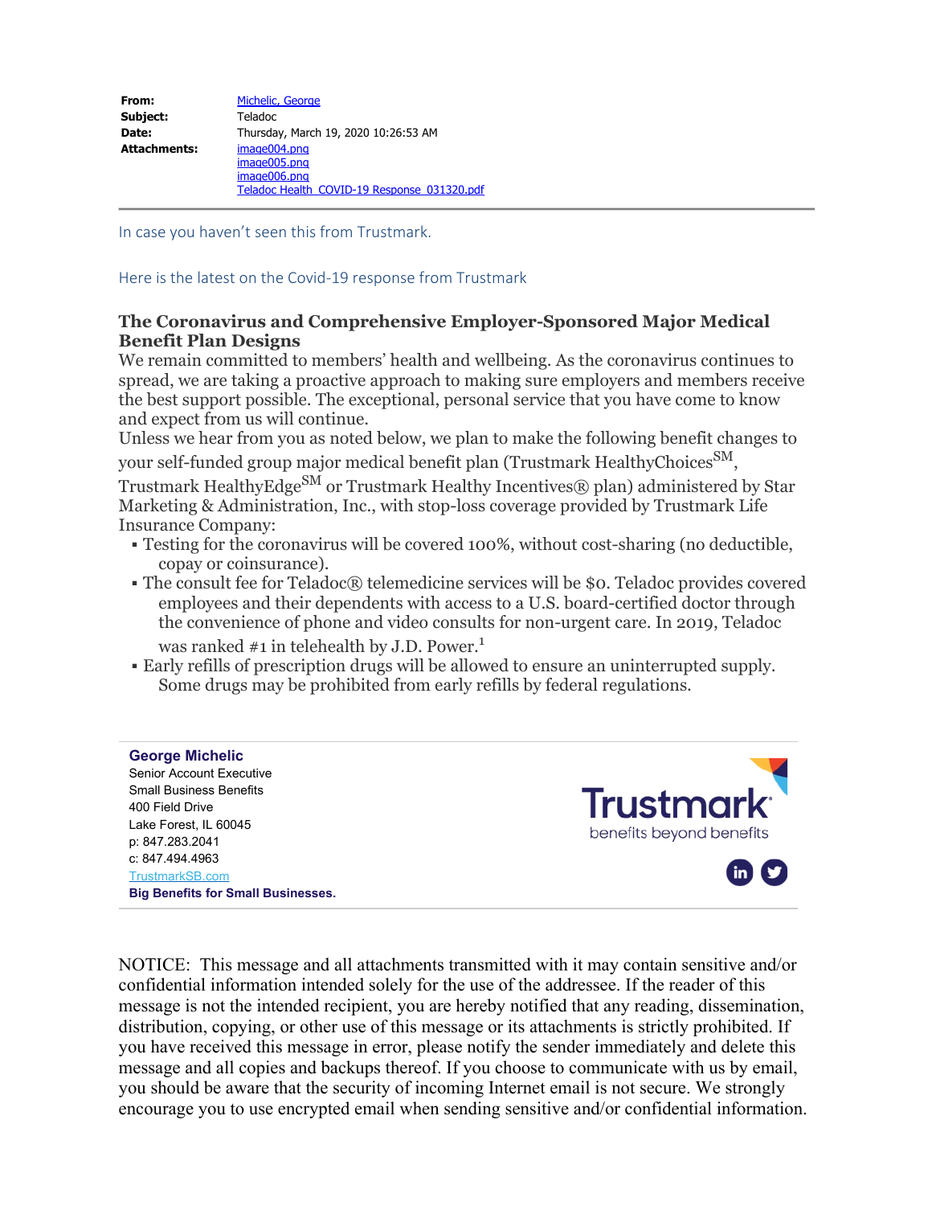**From:** Michelic, George
**Subject:** Teladoc
**Date:** Thursday, March 19, 2020 10:26:53 AM
**Attachments:** image004.png
image005.png
image006.png
Teladoc Health_COVID-19 Response_031320.pdf

---

In case you haven't seen this from Trustmark.

Here is the latest on the Covid-19 response from Trustmark

## The Coronavirus and Comprehensive Employer-Sponsored Major Medical Benefit Plan Designs

We remain committed to members' health and wellbeing. As the coronavirus continues to spread, we are taking a proactive approach to making sure employers and members receive the best support possible. The exceptional, personal service that you have come to know and expect from us will continue.

Unless we hear from you as noted below, we plan to make the following benefit changes to your self-funded group major medical benefit plan (Trustmark HealthyChoices℠, Trustmark HealthyEdge℠ or Trustmark Healthy Incentives® plan) administered by Star Marketing & Administration, Inc., with stop-loss coverage provided by Trustmark Life Insurance Company:

- Testing for the coronavirus will be covered 100%, without cost-sharing (no deductible, copay or coinsurance).
- The consult fee for Teladoc® telemedicine services will be $0. Teladoc provides covered employees and their dependents with access to a U.S. board-certified doctor through the convenience of phone and video consults for non-urgent care. In 2019, Teladoc was ranked #1 in telehealth by J.D. Power.[1]
- Early refills of prescription drugs will be allowed to ensure an uninterrupted supply. Some drugs may be prohibited from early refills by federal regulations.

---

**George Michelic**
Senior Account Executive
Small Business Benefits
400 Field Drive
Lake Forest, IL 60045
p: 847.283.2041
c: 847.494.4963
TrustmarkSB.com
**Big Benefits for Small Businesses.**

Trustmark
benefits beyond benefits

---

NOTICE: This message and all attachments transmitted with it may contain sensitive and/or confidential information intended solely for the use of the addressee. If the reader of this message is not the intended recipient, you are hereby notified that any reading, dissemination, distribution, copying, or other use of this message or its attachments is strictly prohibited. If you have received this message in error, please notify the sender immediately and delete this message and all copies and backups thereof. If you choose to communicate with us by email, you should be aware that the security of incoming Internet email is not secure. We strongly encourage you to use encrypted email when sending sensitive and/or confidential information.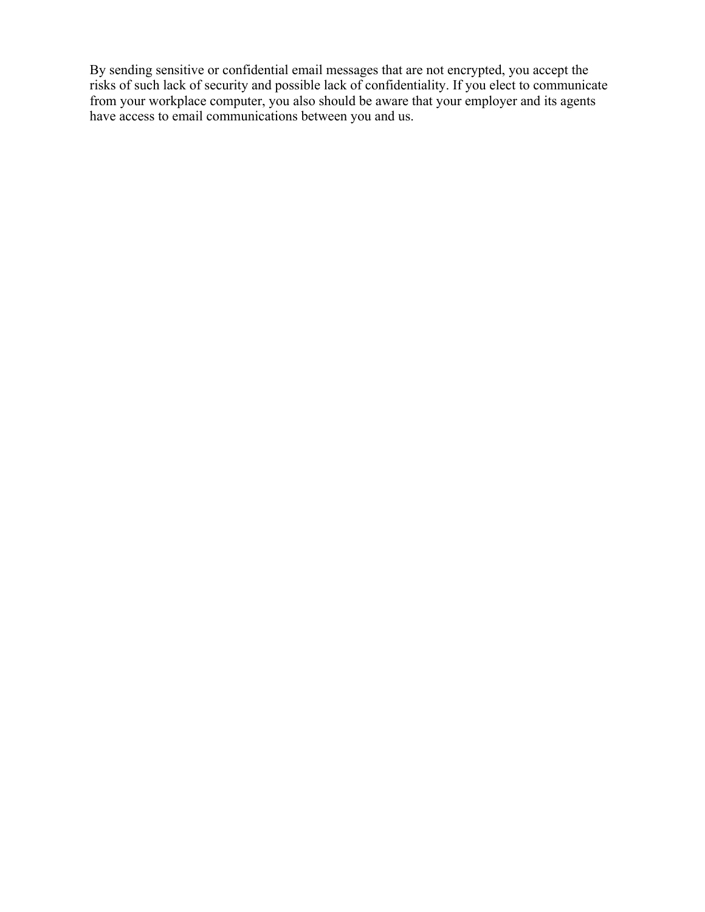By sending sensitive or confidential email messages that are not encrypted, you accept the risks of such lack of security and possible lack of confidentiality. If you elect to communicate from your workplace computer, you also should be aware that your employer and its agents have access to email communications between you and us.